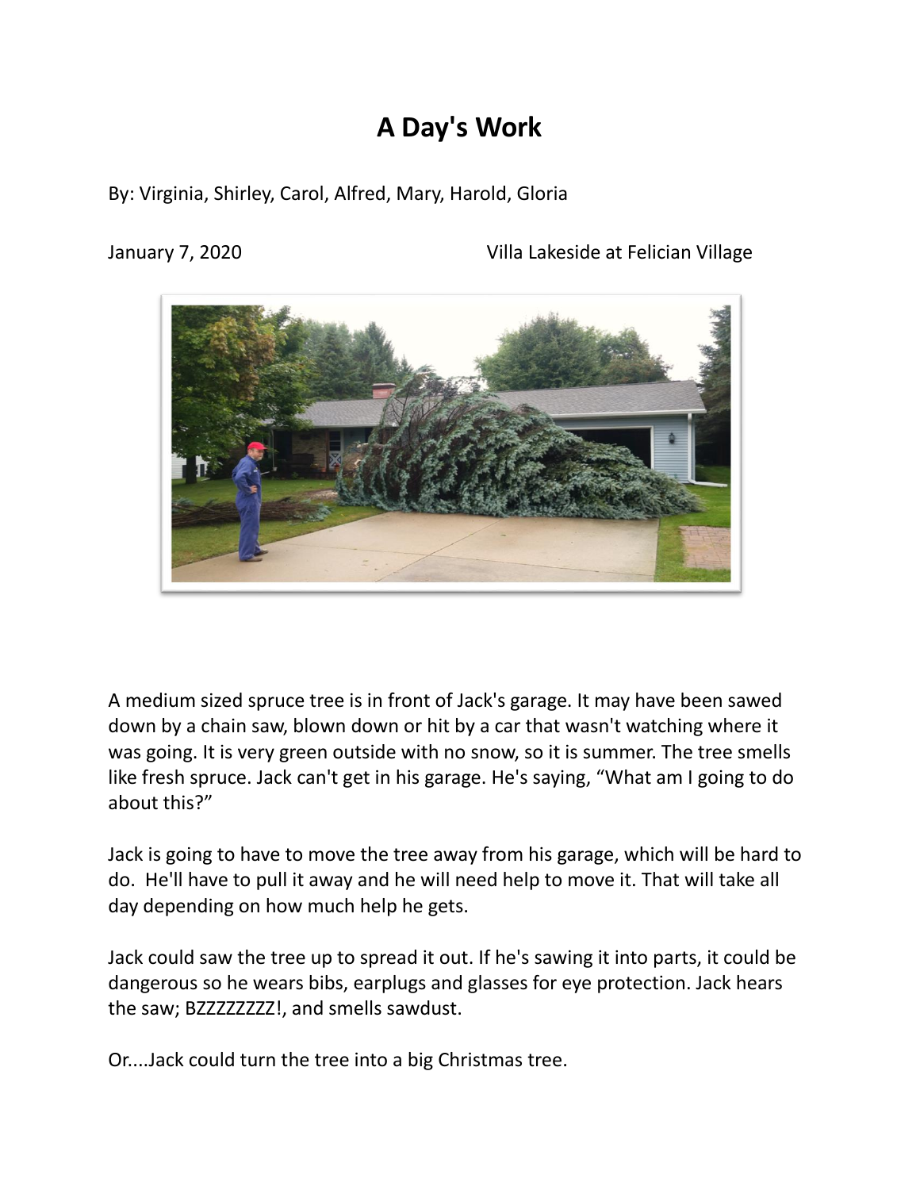# A Day's Work

By: Virginia, Shirley, Carol, Alfred, Mary, Harold, Gloria

January 7, 2020 Villa Lakeside at Felician Village

A medium sized spruce tree is in front of Jack's garage. It may have been sawed down by a chain saw, blown down or hit by a car that wasn't watching where it was going. It is very green outside with no snow, so it is summer. The tree smells like fresh spruce. Jack can't get in his garage. He's saying, "What am I going to do about this?"

Jack is going to have to move the tree away from his garage, which will be hard to do. He'll have to pull it away and he will need help to move it. That will take all day depending on how much help he gets.

Jack could saw the tree up to spread it out. If he's sawing it into parts, it could be dangerous so he wears bibs, earplugs and glasses for eye protection. Jack hears the saw; BZZZZZZZZ!, and smells sawdust.

Or....Jack could turn the tree into a big Christmas tree.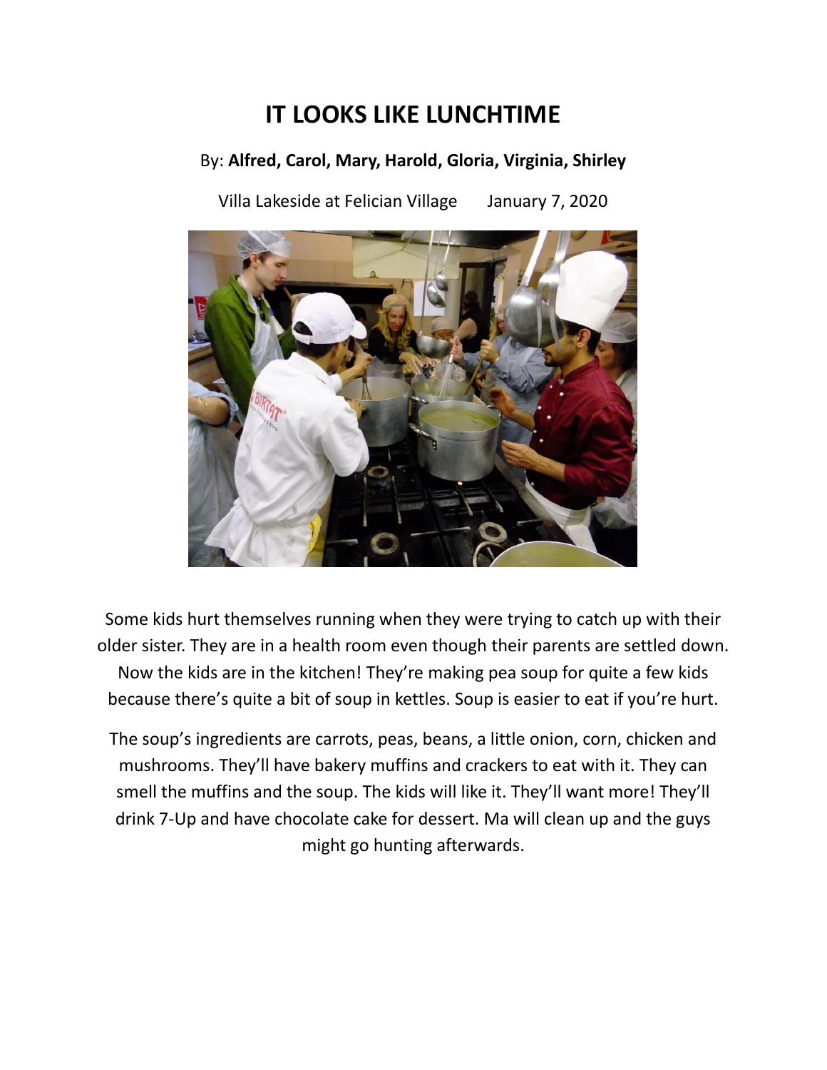# IT LOOKS LIKE LUNCHTIME

By: **Alfred, Carol, Mary, Harold, Gloria, Virginia, Shirley**

Villa Lakeside at Felician Village January 7, 2020

Some kids hurt themselves running when they were trying to catch up with their older sister. They are in a health room even though their parents are settled down. Now the kids are in the kitchen! They're making pea soup for quite a few kids because there's quite a bit of soup in kettles. Soup is easier to eat if you're hurt.

The soup's ingredients are carrots, peas, beans, a little onion, corn, chicken and mushrooms. They'll have bakery muffins and crackers to eat with it. They can smell the muffins and the soup. The kids will like it. They'll want more! They'll drink 7-Up and have chocolate cake for dessert. Ma will clean up and the guys might go hunting afterwards.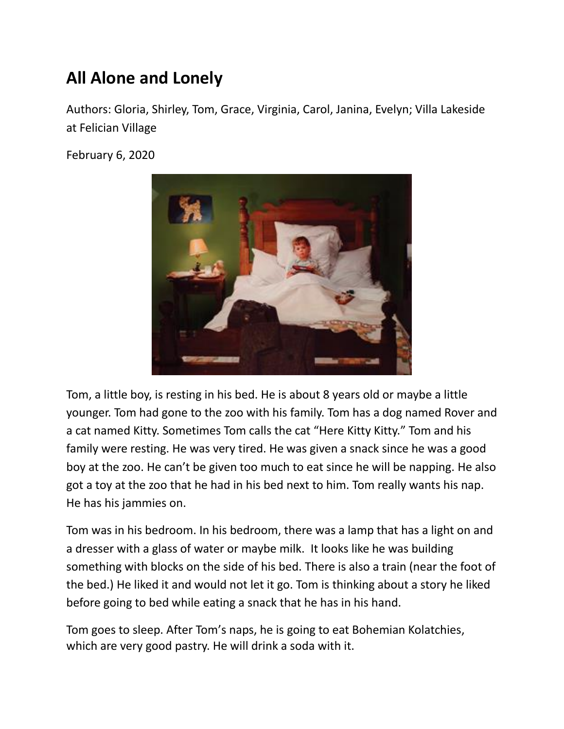## All Alone and Lonely

Authors: Gloria, Shirley, Tom, Grace, Virginia, Carol, Janina, Evelyn; Villa Lakeside at Felician Village

February 6, 2020

Tom, a little boy, is resting in his bed. He is about 8 years old or maybe a little younger. Tom had gone to the zoo with his family. Tom has a dog named Rover and a cat named Kitty. Sometimes Tom calls the cat "Here Kitty Kitty." Tom and his family were resting. He was very tired. He was given a snack since he was a good boy at the zoo. He can't be given too much to eat since he will be napping. He also got a toy at the zoo that he had in his bed next to him. Tom really wants his nap. He has his jammies on.

Tom was in his bedroom. In his bedroom, there was a lamp that has a light on and a dresser with a glass of water or maybe milk. It looks like he was building something with blocks on the side of his bed. There is also a train (near the foot of the bed.) He liked it and would not let it go. Tom is thinking about a story he liked before going to bed while eating a snack that he has in his hand.

Tom goes to sleep. After Tom's naps, he is going to eat Bohemian Kolatchies, which are very good pastry. He will drink a soda with it.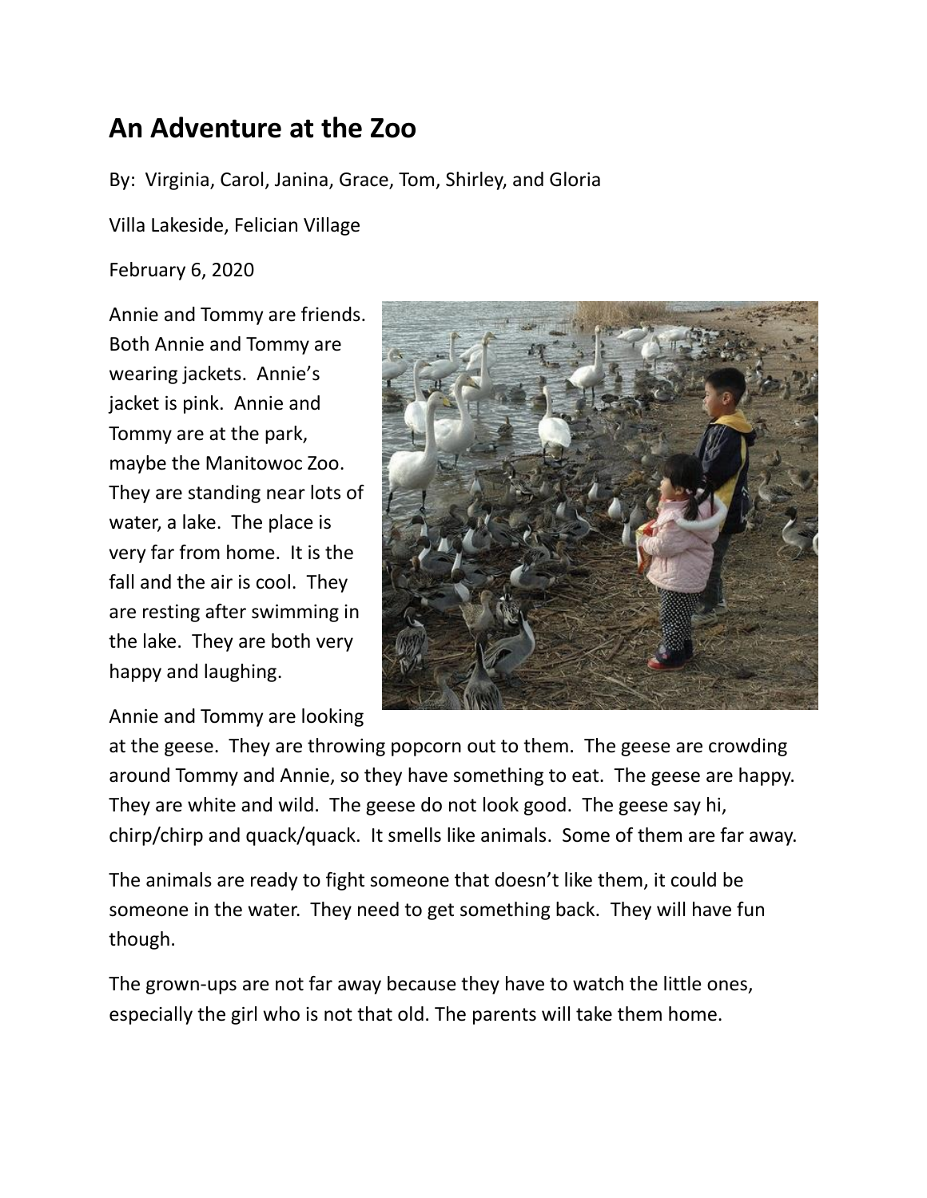# An Adventure at the Zoo

By: Virginia, Carol, Janina, Grace, Tom, Shirley, and Gloria

Villa Lakeside, Felician Village

February 6, 2020

Annie and Tommy are friends. Both Annie and Tommy are wearing jackets. Annie's jacket is pink. Annie and Tommy are at the park, maybe the Manitowoc Zoo. They are standing near lots of water, a lake. The place is very far from home. It is the fall and the air is cool. They are resting after swimming in the lake. They are both very happy and laughing.

Annie and Tommy are looking at the geese. They are throwing popcorn out to them. The geese are crowding around Tommy and Annie, so they have something to eat. The geese are happy. They are white and wild. The geese do not look good. The geese say hi, chirp/chirp and quack/quack. It smells like animals. Some of them are far away.

The animals are ready to fight someone that doesn't like them, it could be someone in the water. They need to get something back. They will have fun though.

The grown-ups are not far away because they have to watch the little ones, especially the girl who is not that old. The parents will take them home.